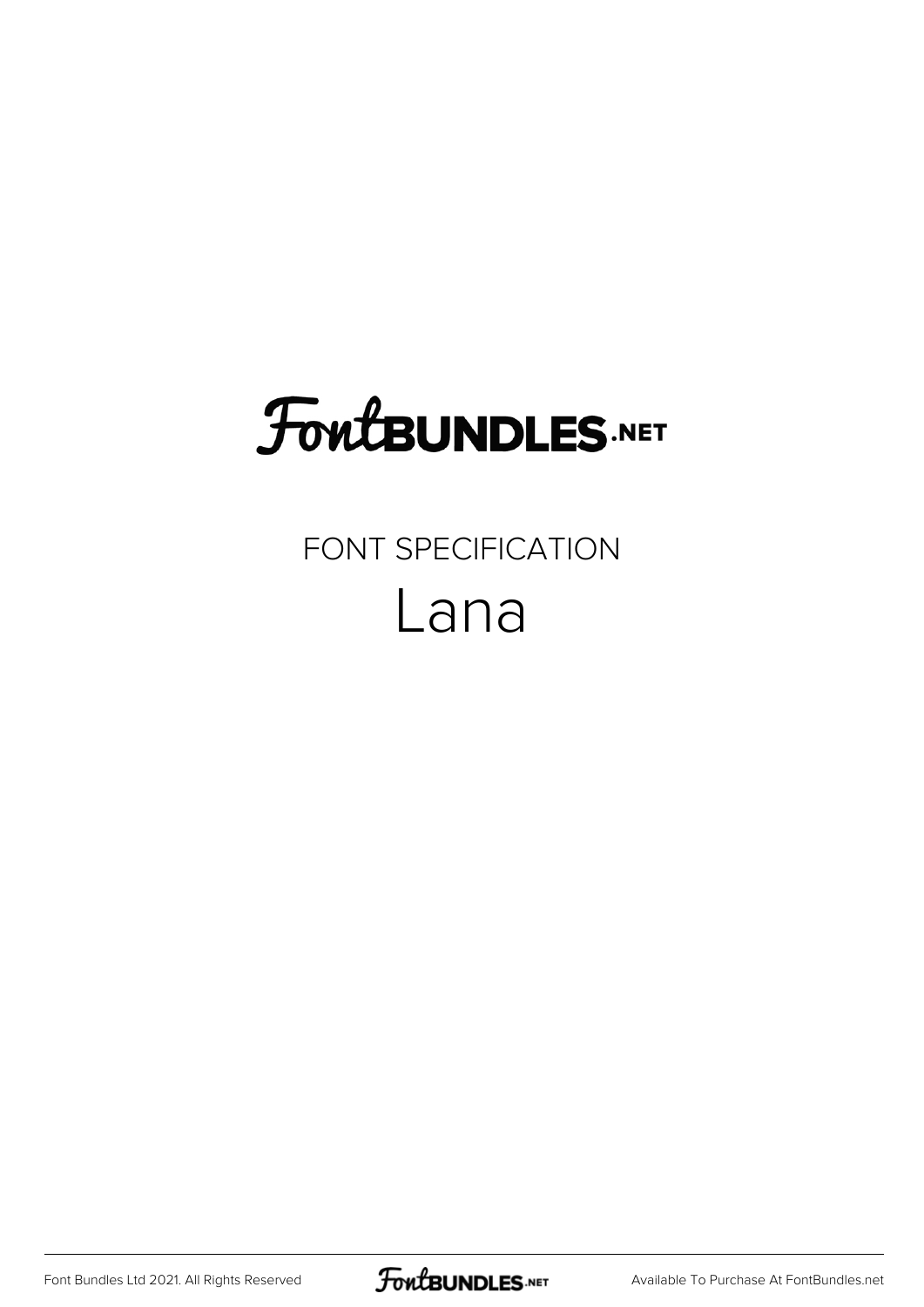# FontBUNDLES.NET

FONT SPECIFICATION

## Lana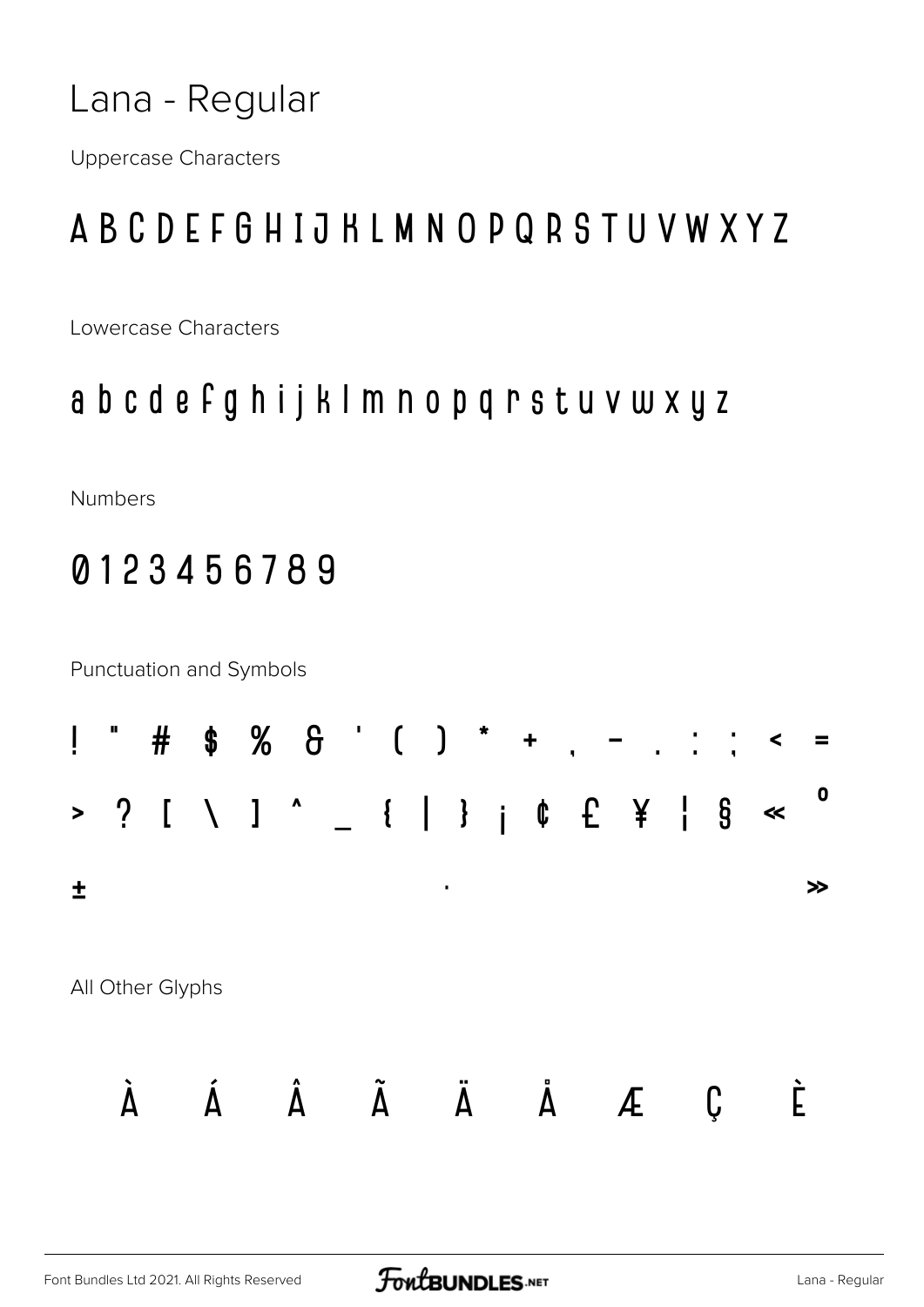# Lana - Regular

Uppercase Characters

A B C D E F G H I J K L M N O P Q R S T U V W X Y Z

Lowercase Characters

a b c d e f g h i j k l m n o p q r s t u v w x y z

Numbers

0 1 2 3 4 5 6 7 8 9

Punctuation and Symbols

! " # $ % & ' ( ) * + , - . : ; < =

> ? [ \ ] ^ _ { | } ¡ ¢ £ ¥ ¦ § « °

± · »

All Other Glyphs

À Á Â Ã Ä Å Æ Ç È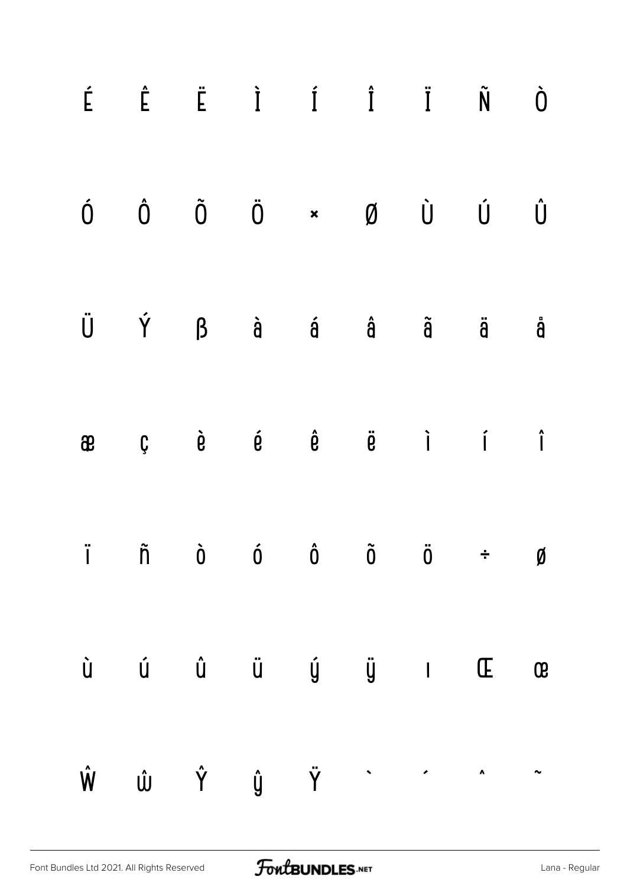É Ê Ë Ì Í Î Ï Ñ Ò

Ó Ô Õ Ö × Ø Ù Ú Û

Ü Ý β à á â ã ä å

æ ç è é ê ë ì í î

ï ñ ò ó ô õ ö ÷ ø

ù ú û ü ý ÿ ı Œ œ

Ŵ ŵ Ŷ ŷ Ÿ ` ´ ^ ˜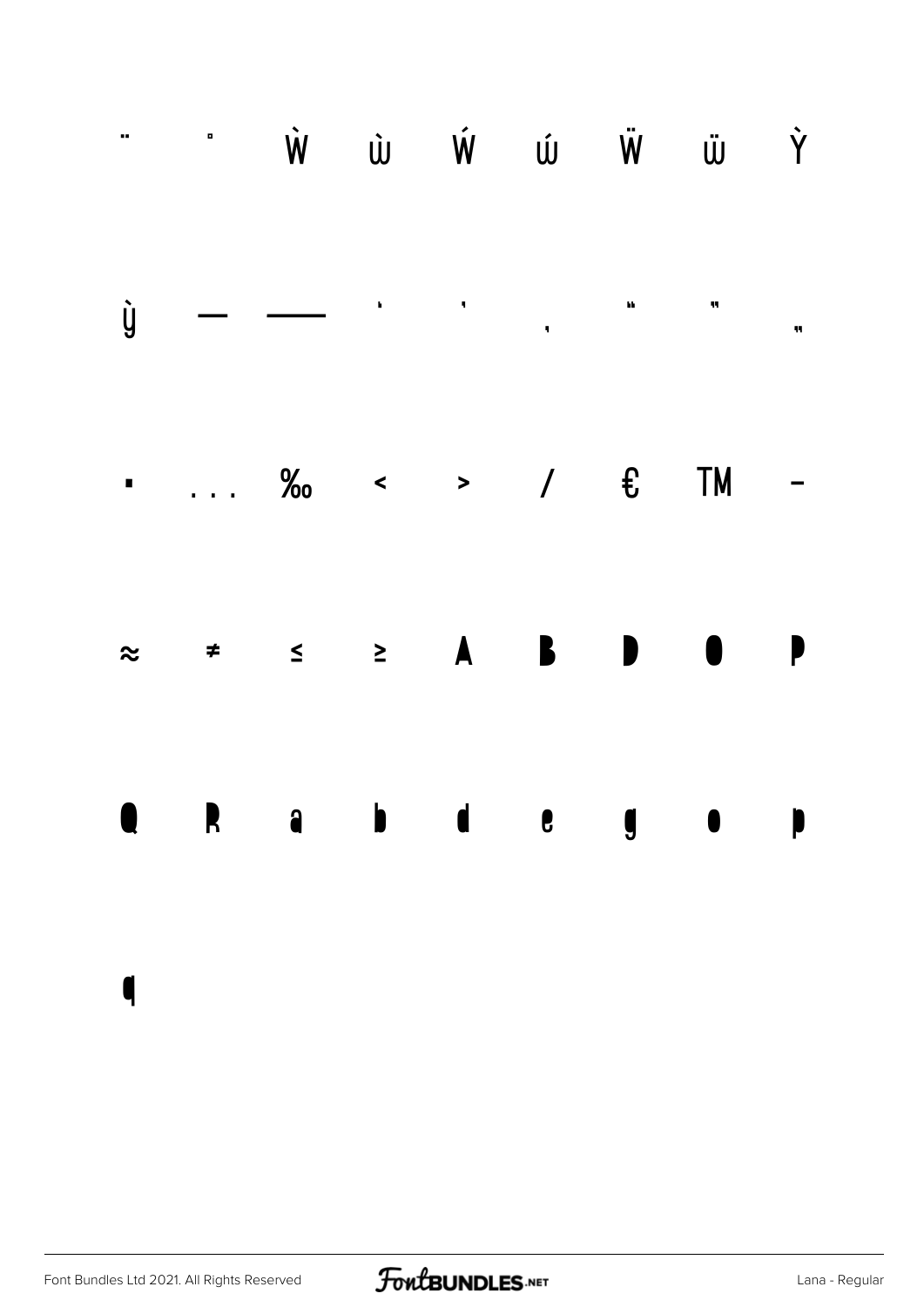¨ ˚ Ẁ ẁ Ẃ ẃ Ẅ ẅ Ỳ

ỳ – — ' ' ‚ " " „

• … ‰ ‹ › ⁄ € ™ −

≈ ≠ ≤ ≥ A B D O P

Q R a b d e g o p

q